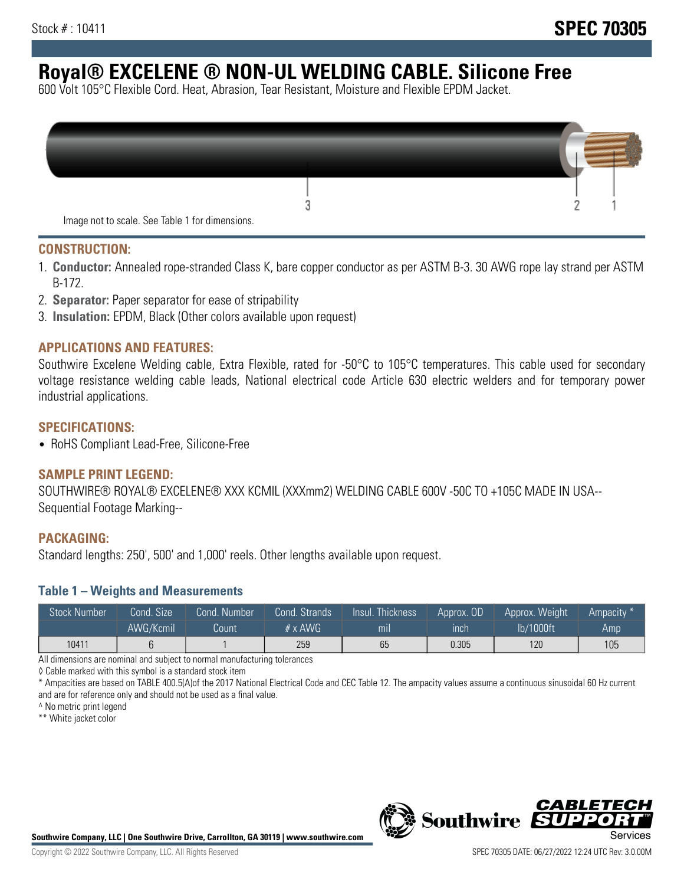Stock # : 10411

# SPEC 70305

# Royal® EXCELENE ® NON-UL WELDING CABLE. Silicone Free

600 Volt 105°C Flexible Cord. Heat, Abrasion, Tear Resistant, Moisture and Flexible EPDM Jacket.

Image not to scale. See Table 1 for dimensions.

## CONSTRUCTION:

1. **Conductor:** Annealed rope-stranded Class K, bare copper conductor as per ASTM B-3. 30 AWG rope lay strand per ASTM B-172.
2. **Separator:** Paper separator for ease of stripability
3. **Insulation:** EPDM, Black (Other colors available upon request)

## APPLICATIONS AND FEATURES:

Southwire Excelene Welding cable, Extra Flexible, rated for -50°C to 105°C temperatures. This cable used for secondary voltage resistance welding cable leads, National electrical code Article 630 electric welders and for temporary power industrial applications.

## SPECIFICATIONS:

- RoHS Compliant Lead-Free, Silicone-Free

## SAMPLE PRINT LEGEND:

SOUTHWIRE® ROYAL® EXCELENE® XXX KCMIL (XXXmm2) WELDING CABLE 600V -50C TO +105C MADE IN USA-- Sequential Footage Marking--

## PACKAGING:

Standard lengths: 250', 500' and 1,000' reels. Other lengths available upon request.

### Table 1 – Weights and Measurements

| Stock Number | Cond. Size AWG/Kcmil | Cond. Number Count | Cond. Strands # x AWG | Insul. Thickness mil | Approx. OD inch | Approx. Weight lb/1000ft | Ampacity * Amp |
|---|---|---|---|---|---|---|---|
| 10411 | 6 | 1 | 259 | 65 | 0.305 | 120 | 105 |

All dimensions are nominal and subject to normal manufacturing tolerances

◊ Cable marked with this symbol is a standard stock item

* Ampacities are based on TABLE 400.5(A)of the 2017 National Electrical Code and CEC Table 12. The ampacity values assume a continuous sinusoidal 60 Hz current and are for reference only and should not be used as a final value.

^ No metric print legend

** White jacket color

Southwire Company, LLC | One Southwire Drive, Carrollton, GA 30119 | www.southwire.com

Copyright © 2022 Southwire Company, LLC. All Rights Reserved

SPEC 70305 DATE: 06/27/2022 12:24 UTC Rev: 3.0.00M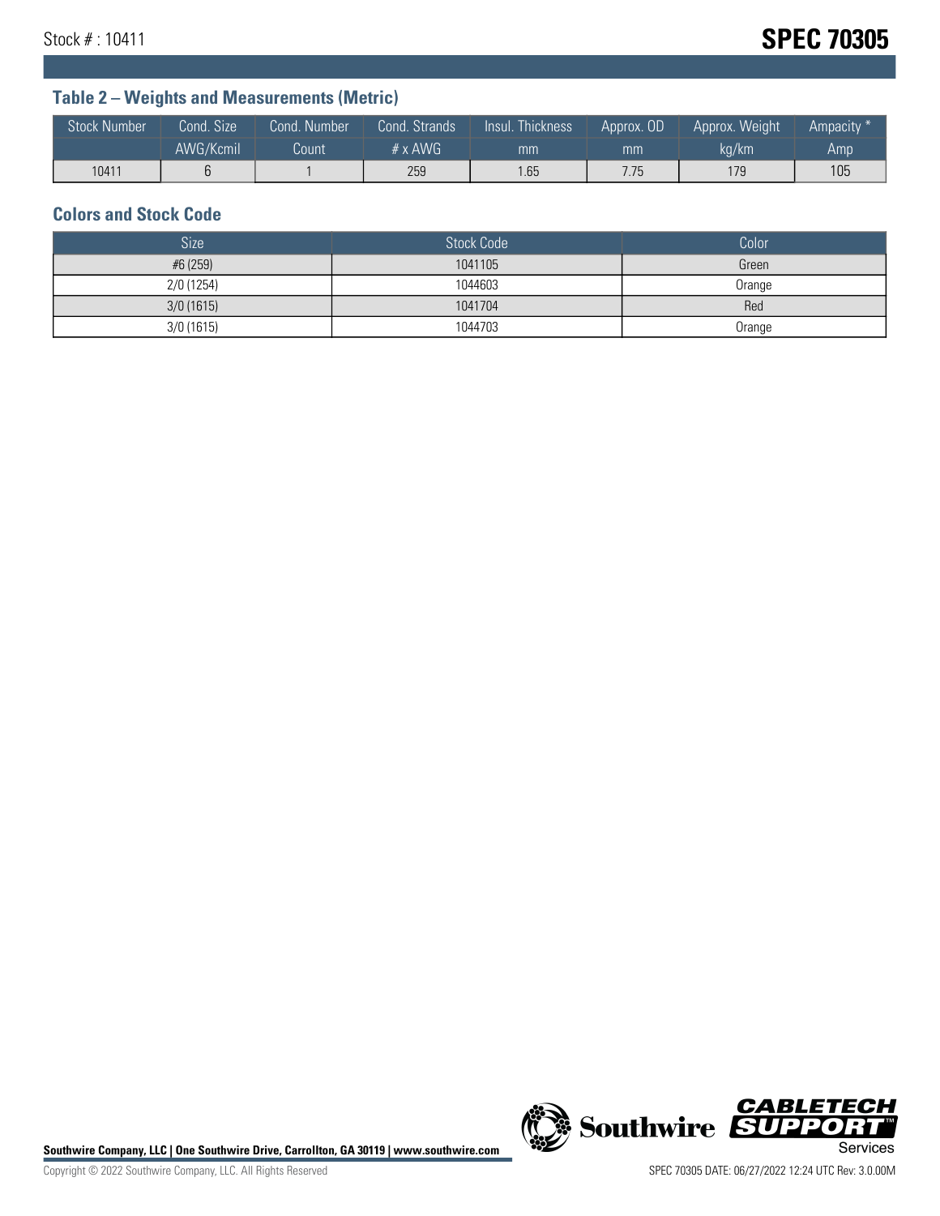## Table 2 – Weights and Measurements (Metric)

| Stock Number | Cond. Size | Cond. Number | Cond. Strands | Insul. Thickness | Approx. OD | Approx. Weight | Ampacity * |
|---|---|---|---|---|---|---|---|
| | AWG/Kcmil | Count | # x AWG | mm | mm | kg/km | Amp |
| 10411 | 6 | 1 | 259 | 1.65 | 7.75 | 179 | 105 |

## Colors and Stock Code

| Size | Stock Code | Color |
|---|---|---|
| #6 (259) | 1041105 | Green |
| 2/0 (1254) | 1044603 | Orange |
| 3/0 (1615) | 1041704 | Red |
| 3/0 (1615) | 1044703 | Orange |

**Southwire Company, LLC | One Southwire Drive, Carrollton, GA 30119 | www.southwire.com**

Copyright © 2022 Southwire Company, LLC. All Rights Reserved

SPEC 70305 DATE: 06/27/2022 12:24 UTC Rev: 3.0.00M